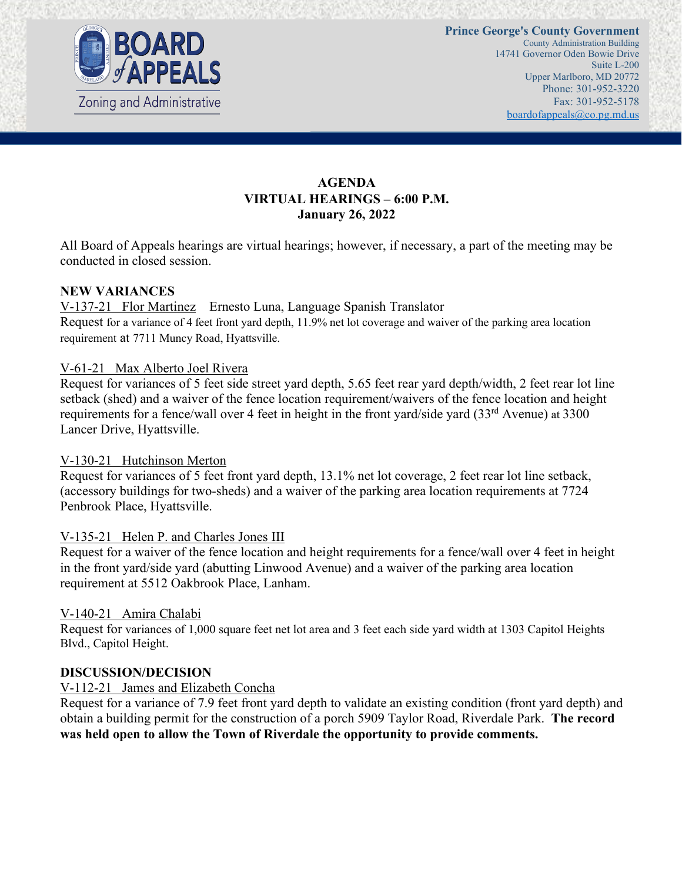Prince George's County Government
County Administration Building
14741 Governor Oden Bowie Drive
Suite L-200
Upper Marlboro, MD 20772
Phone: 301-952-3220
Fax: 301-952-5178
boardofappeals@co.pg.md.us

**BOARD of APPEALS**
Zoning and Administrative

# AGENDA
## VIRTUAL HEARINGS – 6:00 P.M.
## January 26, 2022

All Board of Appeals hearings are virtual hearings; however, if necessary, a part of the meeting may be conducted in closed session.

**NEW VARIANCES**

V-137-21 Flor Martinez Ernesto Luna, Language Spanish Translator
Request for a variance of 4 feet front yard depth, 11.9% net lot coverage and waiver of the parking area location requirement at 7711 Muncy Road, Hyattsville.

V-61-21 Max Alberto Joel Rivera
Request for variances of 5 feet side street yard depth, 5.65 feet rear yard depth/width, 2 feet rear lot line setback (shed) and a waiver of the fence location requirement/waivers of the fence location and height requirements for a fence/wall over 4 feet in height in the front yard/side yard (33rd Avenue) at 3300 Lancer Drive, Hyattsville.

V-130-21 Hutchinson Merton
Request for variances of 5 feet front yard depth, 13.1% net lot coverage, 2 feet rear lot line setback, (accessory buildings for two-sheds) and a waiver of the parking area location requirements at 7724 Penbrook Place, Hyattsville.

V-135-21 Helen P. and Charles Jones III
Request for a waiver of the fence location and height requirements for a fence/wall over 4 feet in height in the front yard/side yard (abutting Linwood Avenue) and a waiver of the parking area location requirement at 5512 Oakbrook Place, Lanham.

V-140-21 Amira Chalabi
Request for variances of 1,000 square feet net lot area and 3 feet each side yard width at 1303 Capitol Heights Blvd., Capitol Height.

**DISCUSSION/DECISION**

V-112-21 James and Elizabeth Concha
Request for a variance of 7.9 feet front yard depth to validate an existing condition (front yard depth) and obtain a building permit for the construction of a porch 5909 Taylor Road, Riverdale Park. **The record was held open to allow the Town of Riverdale the opportunity to provide comments.**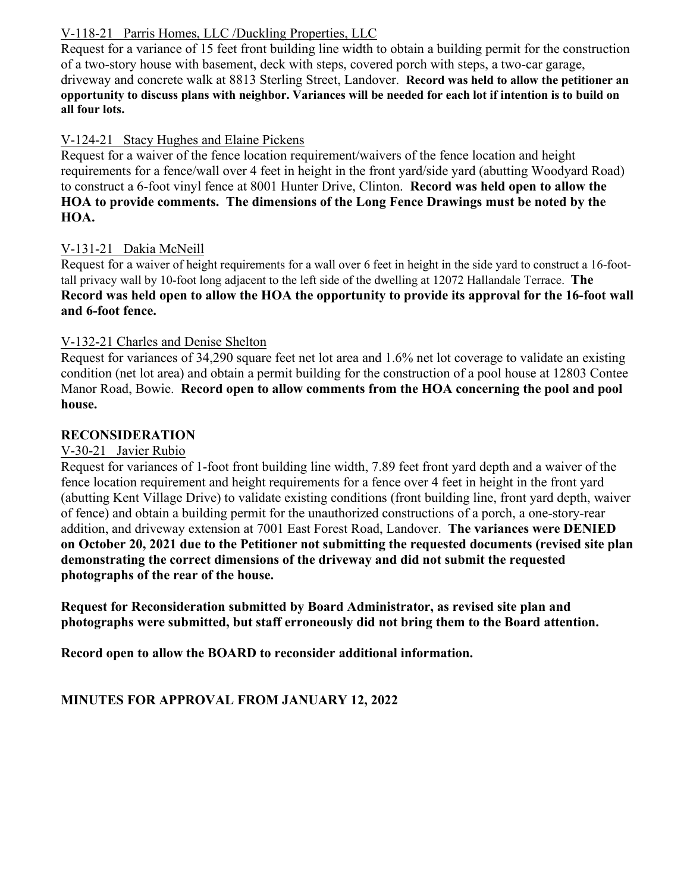V-118-21 Parris Homes, LLC /Duckling Properties, LLC

Request for a variance of 15 feet front building line width to obtain a building permit for the construction of a two-story house with basement, deck with steps, covered porch with steps, a two-car garage, driveway and concrete walk at 8813 Sterling Street, Landover. **Record was held to allow the petitioner an opportunity to discuss plans with neighbor. Variances will be needed for each lot if intention is to build on all four lots.**

V-124-21 Stacy Hughes and Elaine Pickens

Request for a waiver of the fence location requirement/waivers of the fence location and height requirements for a fence/wall over 4 feet in height in the front yard/side yard (abutting Woodyard Road) to construct a 6-foot vinyl fence at 8001 Hunter Drive, Clinton. **Record was held open to allow the HOA to provide comments. The dimensions of the Long Fence Drawings must be noted by the HOA.**

V-131-21 Dakia McNeill

Request for a waiver of height requirements for a wall over 6 feet in height in the side yard to construct a 16-foot-tall privacy wall by 10-foot long adjacent to the left side of the dwelling at 12072 Hallandale Terrace. **The Record was held open to allow the HOA the opportunity to provide its approval for the 16-foot wall and 6-foot fence.**

V-132-21 Charles and Denise Shelton

Request for variances of 34,290 square feet net lot area and 1.6% net lot coverage to validate an existing condition (net lot area) and obtain a permit building for the construction of a pool house at 12803 Contee Manor Road, Bowie. **Record open to allow comments from the HOA concerning the pool and pool house.**

**RECONSIDERATION**

V-30-21 Javier Rubio

Request for variances of 1-foot front building line width, 7.89 feet front yard depth and a waiver of the fence location requirement and height requirements for a fence over 4 feet in height in the front yard (abutting Kent Village Drive) to validate existing conditions (front building line, front yard depth, waiver of fence) and obtain a building permit for the unauthorized constructions of a porch, a one-story-rear addition, and driveway extension at 7001 East Forest Road, Landover. **The variances were DENIED on October 20, 2021 due to the Petitioner not submitting the requested documents (revised site plan demonstrating the correct dimensions of the driveway and did not submit the requested photographs of the rear of the house.**

**Request for Reconsideration submitted by Board Administrator, as revised site plan and photographs were submitted, but staff erroneously did not bring them to the Board attention.**

**Record open to allow the BOARD to reconsider additional information.**

**MINUTES FOR APPROVAL FROM JANUARY 12, 2022**